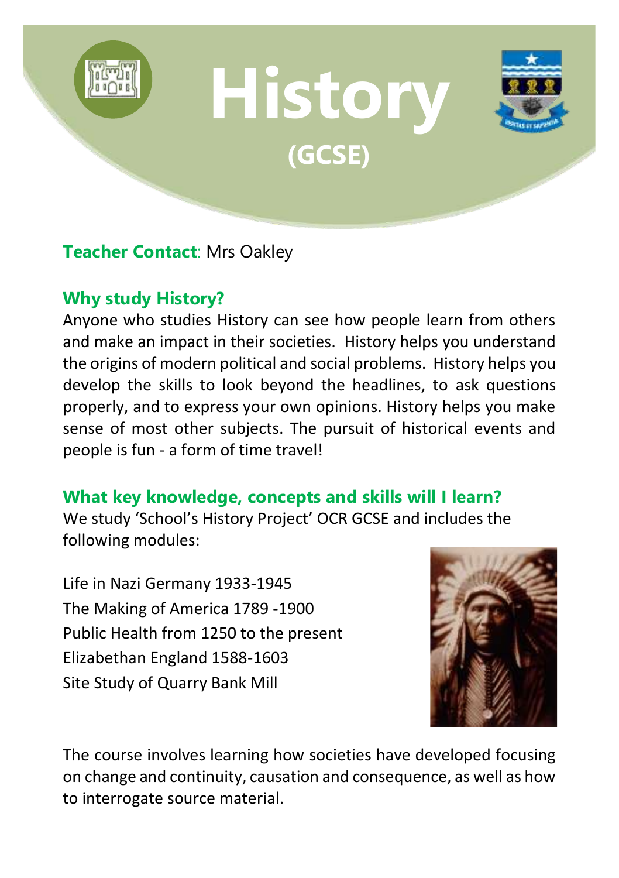# History

## (GCSE)

**Teacher Contact**: Mrs Oakley

## Why study History?

Anyone who studies History can see how people learn from others and make an impact in their societies. History helps you understand the origins of modern political and social problems. History helps you develop the skills to look beyond the headlines, to ask questions properly, and to express your own opinions. History helps you make sense of most other subjects. The pursuit of historical events and people is fun - a form of time travel!

## What key knowledge, concepts and skills will I learn?

We study 'School's History Project' OCR GCSE and includes the following modules:

Life in Nazi Germany 1933-1945
The Making of America 1789 -1900
Public Health from 1250 to the present
Elizabethan England 1588-1603
Site Study of Quarry Bank Mill

The course involves learning how societies have developed focusing on change and continuity, causation and consequence, as well as how to interrogate source material.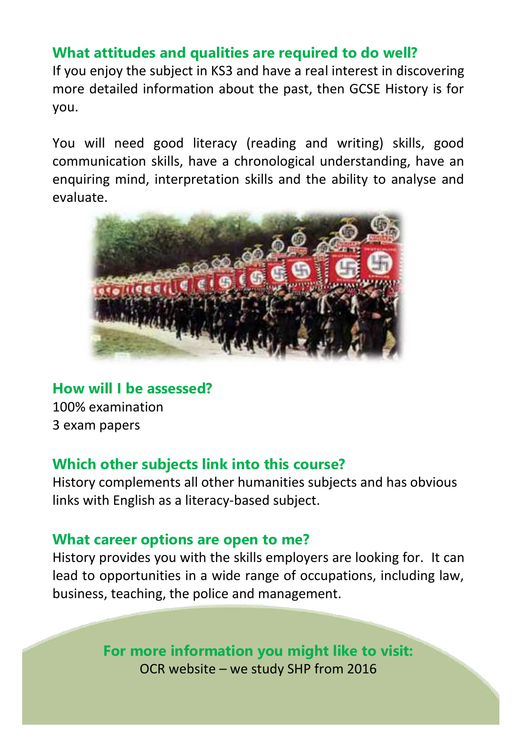## What attitudes and qualities are required to do well?

If you enjoy the subject in KS3 and have a real interest in discovering more detailed information about the past, then GCSE History is for you.

You will need good literacy (reading and writing) skills, good communication skills, have a chronological understanding, have an enquiring mind, interpretation skills and the ability to analyse and evaluate.

## How will I be assessed?

100% examination
3 exam papers

## Which other subjects link into this course?

History complements all other humanities subjects and has obvious links with English as a literacy-based subject.

## What career options are open to me?

History provides you with the skills employers are looking for. It can lead to opportunities in a wide range of occupations, including law, business, teaching, the police and management.

**For more information you might like to visit:**
OCR website – we study SHP from 2016